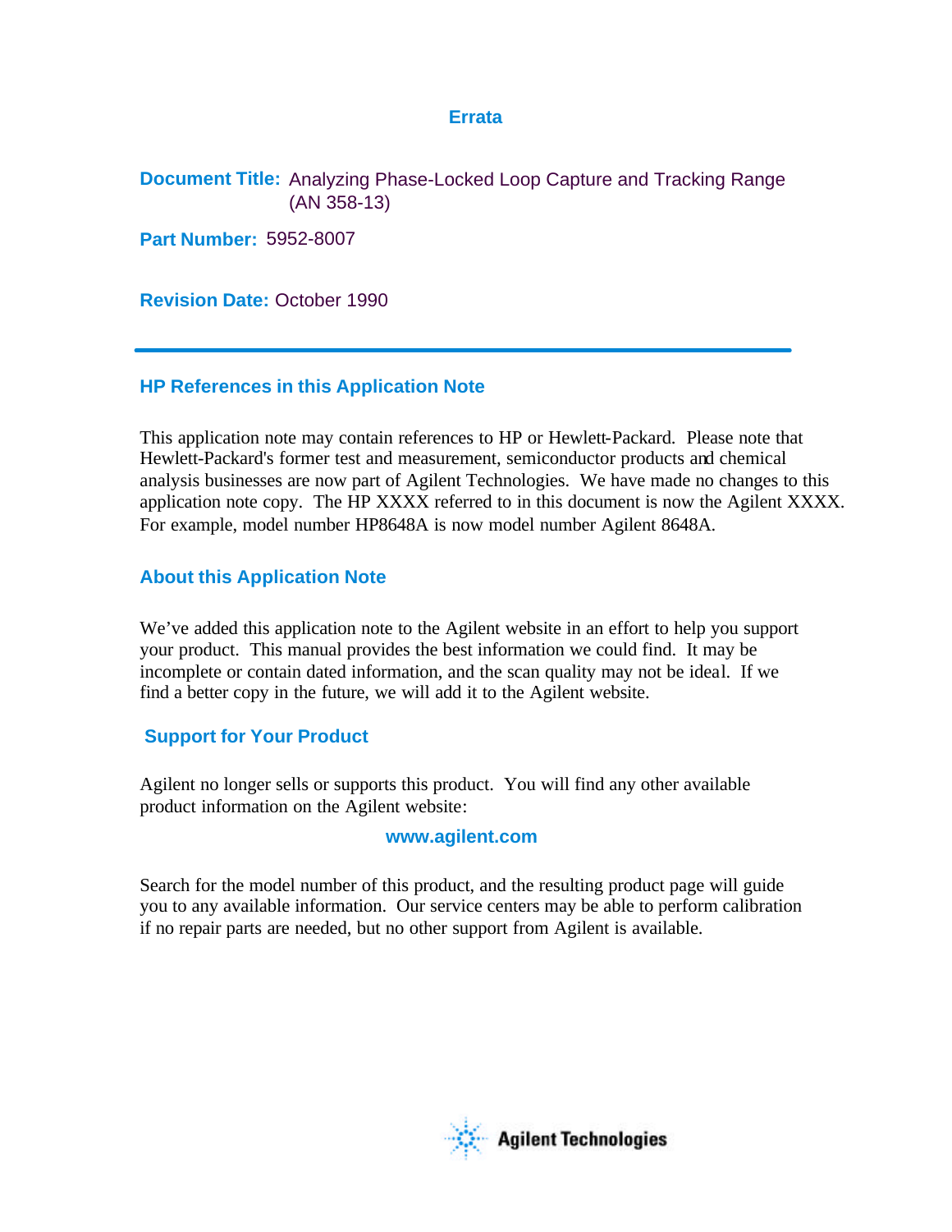# Errata

**Document Title:** Analyzing Phase-Locked Loop Capture and Tracking Range (AN 358-13)

**Part Number:** 5952-8007

**Revision Date:** October 1990

---

## HP References in this Application Note

This application note may contain references to HP or Hewlett-Packard. Please note that Hewlett-Packard's former test and measurement, semiconductor products and chemical analysis businesses are now part of Agilent Technologies. We have made no changes to this application note copy. The HP XXXX referred to in this document is now the Agilent XXXX. For example, model number HP8648A is now model number Agilent 8648A.

## About this Application Note

We've added this application note to the Agilent website in an effort to help you support your product. This manual provides the best information we could find. It may be incomplete or contain dated information, and the scan quality may not be ideal. If we find a better copy in the future, we will add it to the Agilent website.

## Support for Your Product

Agilent no longer sells or supports this product. You will find any other available product information on the Agilent website:

**www.agilent.com**

Search for the model number of this product, and the resulting product page will guide you to any available information. Our service centers may be able to perform calibration if no repair parts are needed, but no other support from Agilent is available.

Agilent Technologies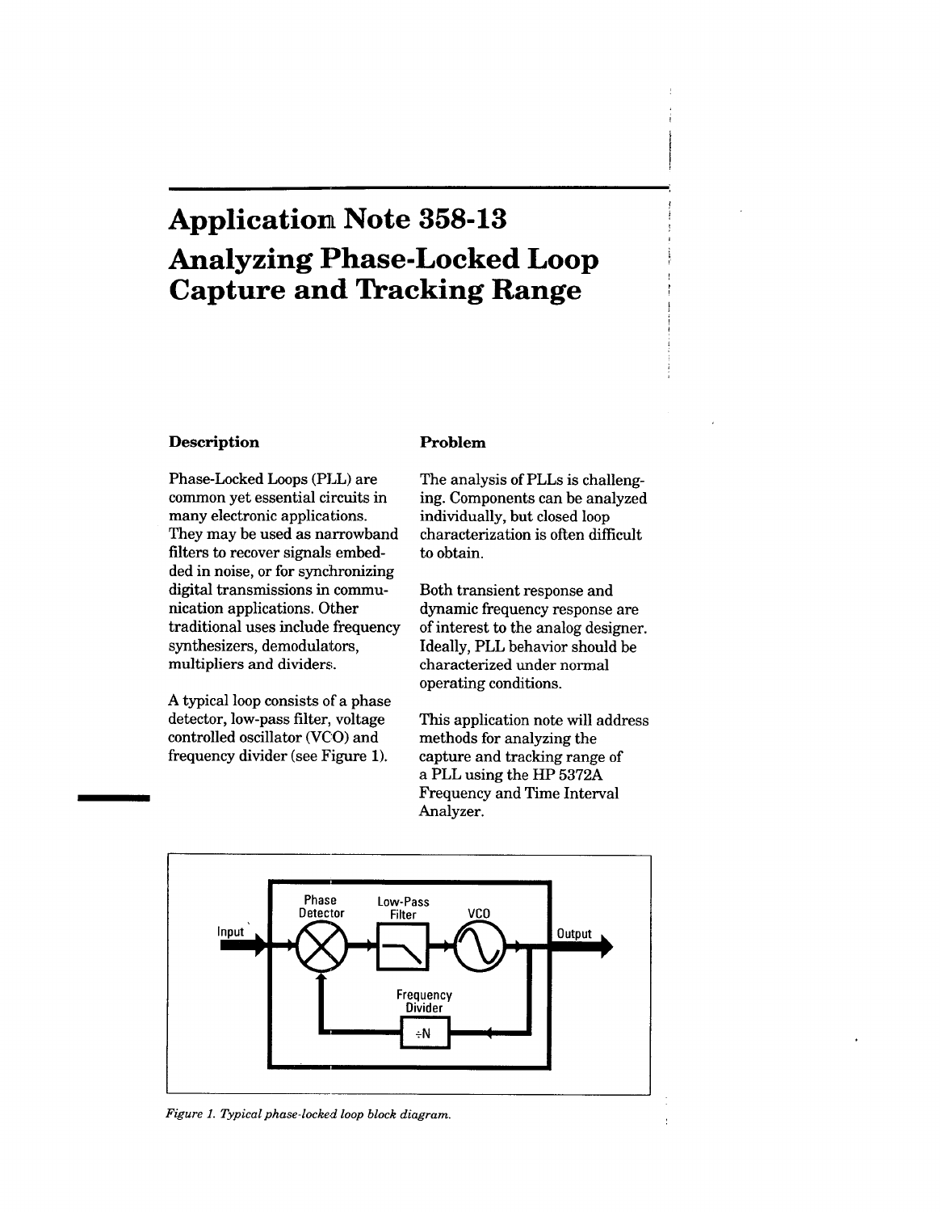# Application Note 358-13

# Analyzing Phase-Locked Loop Capture and Tracking Range

### Description

Phase-Locked Loops (PLL) are common yet essential circuits in many electronic applications. They may be used as narrowband filters to recover signals embedded in noise, or for synchronizing digital transmissions in communication applications. Other traditional uses include frequency synthesizers, demodulators, multipliers and dividers.

A typical loop consists of a phase detector, low-pass filter, voltage controlled oscillator (VCO) and frequency divider (see Figure 1).

### Problem

The analysis of PLLs is challenging. Components can be analyzed individually, but closed loop characterization is often difficult to obtain.

Both transient response and dynamic frequency response are of interest to the analog designer. Ideally, PLL behavior should be characterized under normal operating conditions.

This application note will address methods for analyzing the capture and tracking range of a PLL using the HP 5372A Frequency and Time Interval Analyzer.

Input — Phase Detector — Low-Pass Filter — VCO — Output

Frequency Divider ÷N

*Figure 1. Typical phase-locked loop block diagram.*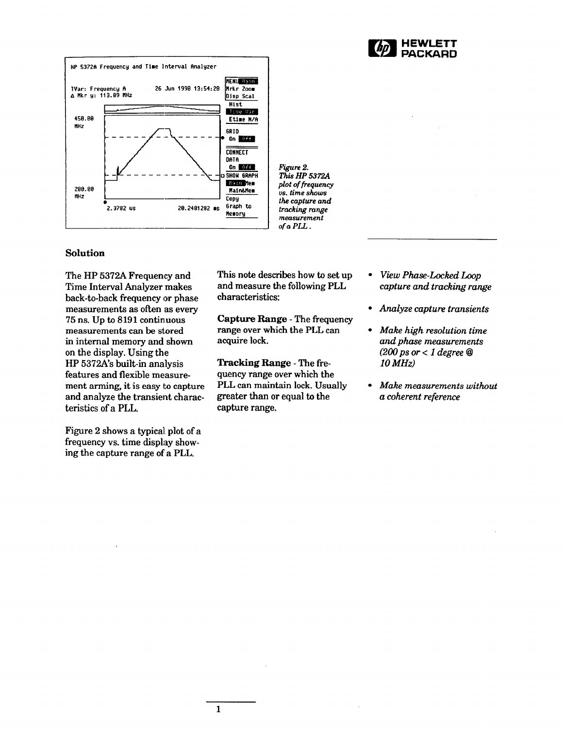*Figure 2. This HP 5372A plot of frequency vs. time shows the capture and tracking range measurement of a PLL.*

## Solution

The HP 5372A Frequency and Time Interval Analyzer makes back-to-back frequency or phase measurements as often as every 75 ns. Up to 8191 continuous measurements can be stored in internal memory and shown on the display. Using the HP 5372A's built-in analysis features and flexible measurement arming, it is easy to capture and analyze the transient characteristics of a PLL.

Figure 2 shows a typical plot of a frequency vs. time display showing the capture range of a PLL.

This note describes how to set up and measure the following PLL characteristics:

**Capture Range** - The frequency range over which the PLL can acquire lock.

**Tracking Range** - The frequency range over which the PLL can maintain lock. Usually greater than or equal to the capture range.

- *View Phase-Locked Loop capture and tracking range*
- *Analyze capture transients*
- *Make high resolution time and phase measurements (200 ps or < 1 degree @ 10 MHz)*
- *Make measurements without a coherent reference*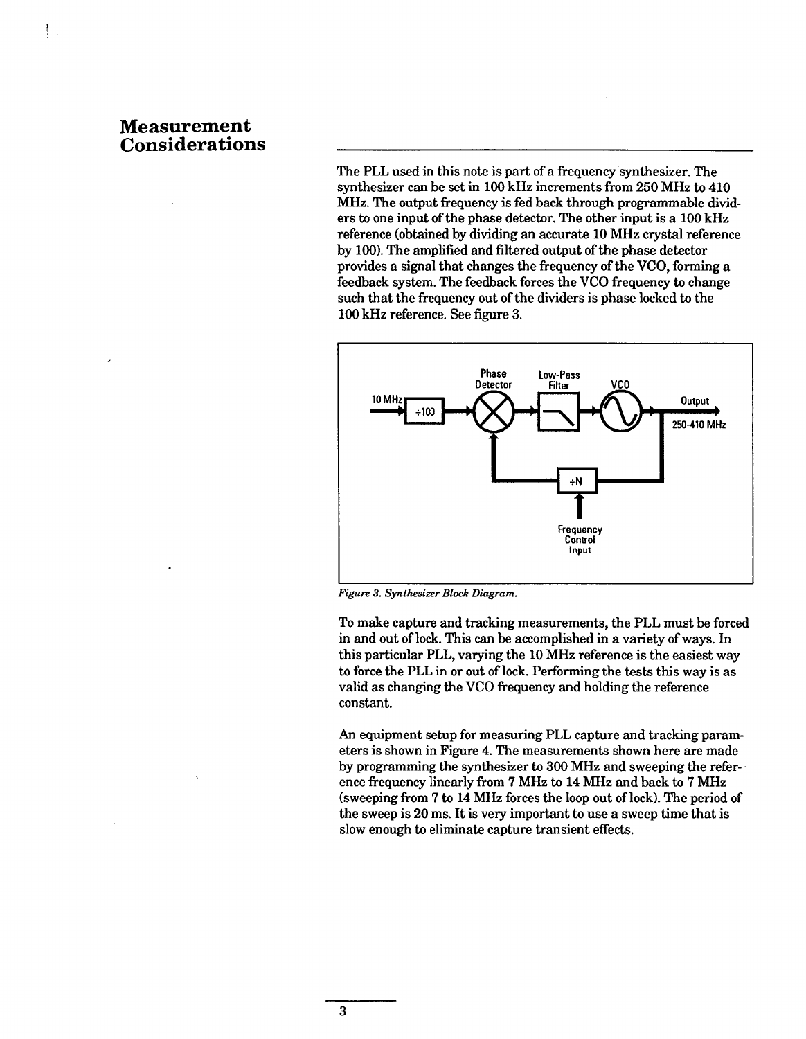# Measurement Considerations

The PLL used in this note is part of a frequency synthesizer. The synthesizer can be set in 100 kHz increments from 250 MHz to 410 MHz. The output frequency is fed back through programmable dividers to one input of the phase detector. The other input is a 100 kHz reference (obtained by dividing an accurate 10 MHz crystal reference by 100). The amplified and filtered output of the phase detector provides a signal that changes the frequency of the VCO, forming a feedback system. The feedback forces the VCO frequency to change such that the frequency out of the dividers is phase locked to the 100 kHz reference. See figure 3.

*Figure 3. Synthesizer Block Diagram.*

To make capture and tracking measurements, the PLL must be forced in and out of lock. This can be accomplished in a variety of ways. In this particular PLL, varying the 10 MHz reference is the easiest way to force the PLL in or out of lock. Performing the tests this way is as valid as changing the VCO frequency and holding the reference constant.

An equipment setup for measuring PLL capture and tracking parameters is shown in Figure 4. The measurements shown here are made by programming the synthesizer to 300 MHz and sweeping the reference frequency linearly from 7 MHz to 14 MHz and back to 7 MHz (sweeping from 7 to 14 MHz forces the loop out of lock). The period of the sweep is 20 ms. It is very important to use a sweep time that is slow enough to eliminate capture transient effects.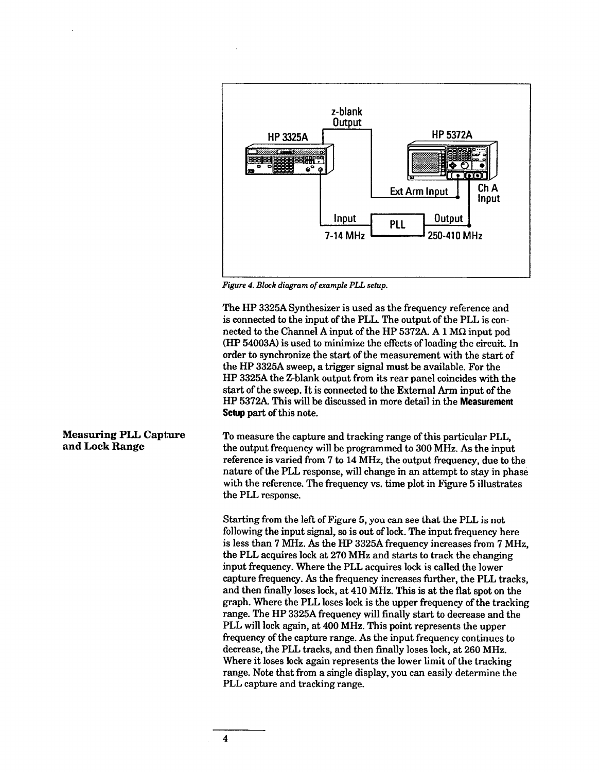*Figure 4. Block diagram of example PLL setup.*

The HP 3325A Synthesizer is used as the frequency reference and is connected to the input of the PLL. The output of the PLL is connected to the Channel A input of the HP 5372A. A 1 MΩ input pod (HP 54003A) is used to minimize the effects of loading the circuit. In order to synchronize the start of the measurement with the start of the HP 3325A sweep, a trigger signal must be available. For the HP 3325A the Z-blank output from its rear panel coincides with the start of the sweep. It is connected to the External Arm input of the HP 5372A. This will be discussed in more detail in the **Measurement Setup** part of this note.

## Measuring PLL Capture and Lock Range

To measure the capture and tracking range of this particular PLL, the output frequency will be programmed to 300 MHz. As the input reference is varied from 7 to 14 MHz, the output frequency, due to the nature of the PLL response, will change in an attempt to stay in phase with the reference. The frequency vs. time plot in Figure 5 illustrates the PLL response.

Starting from the left of Figure 5, you can see that the PLL is not following the input signal, so is out of lock. The input frequency here is less than 7 MHz. As the HP 3325A frequency increases from 7 MHz, the PLL acquires lock at 270 MHz and starts to track the changing input frequency. Where the PLL acquires lock is called the lower capture frequency. As the frequency increases further, the PLL tracks, and then finally loses lock, at 410 MHz. This is at the flat spot on the graph. Where the PLL loses lock is the upper frequency of the tracking range. The HP 3325A frequency will finally start to decrease and the PLL will lock again, at 400 MHz. This point represents the upper frequency of the capture range. As the input frequency continues to decrease, the PLL tracks, and then finally loses lock, at 260 MHz. Where it loses lock again represents the lower limit of the tracking range. Note that from a single display, you can easily determine the PLL capture and tracking range.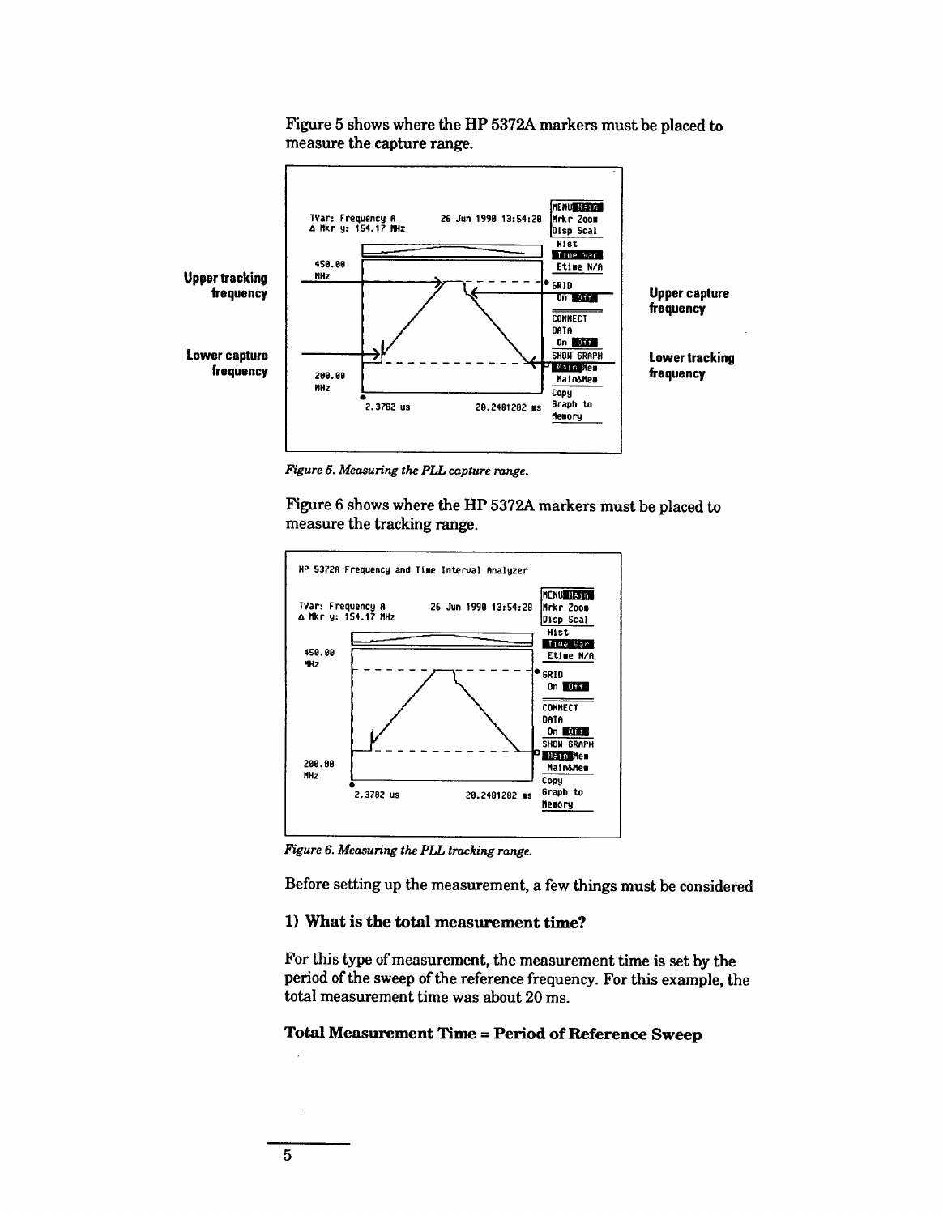Figure 5 shows where the HP 5372A markers must be placed to measure the capture range.

Figure 5. Measuring the PLL capture range.

Figure 6 shows where the HP 5372A markers must be placed to measure the tracking range.

Figure 6. Measuring the PLL tracking range.

Before setting up the measurement, a few things must be considered

### 1) What is the total measurement time?

For this type of measurement, the measurement time is set by the period of the sweep of the reference frequency. For this example, the total measurement time was about 20 ms.

**Total Measurement Time = Period of Reference Sweep**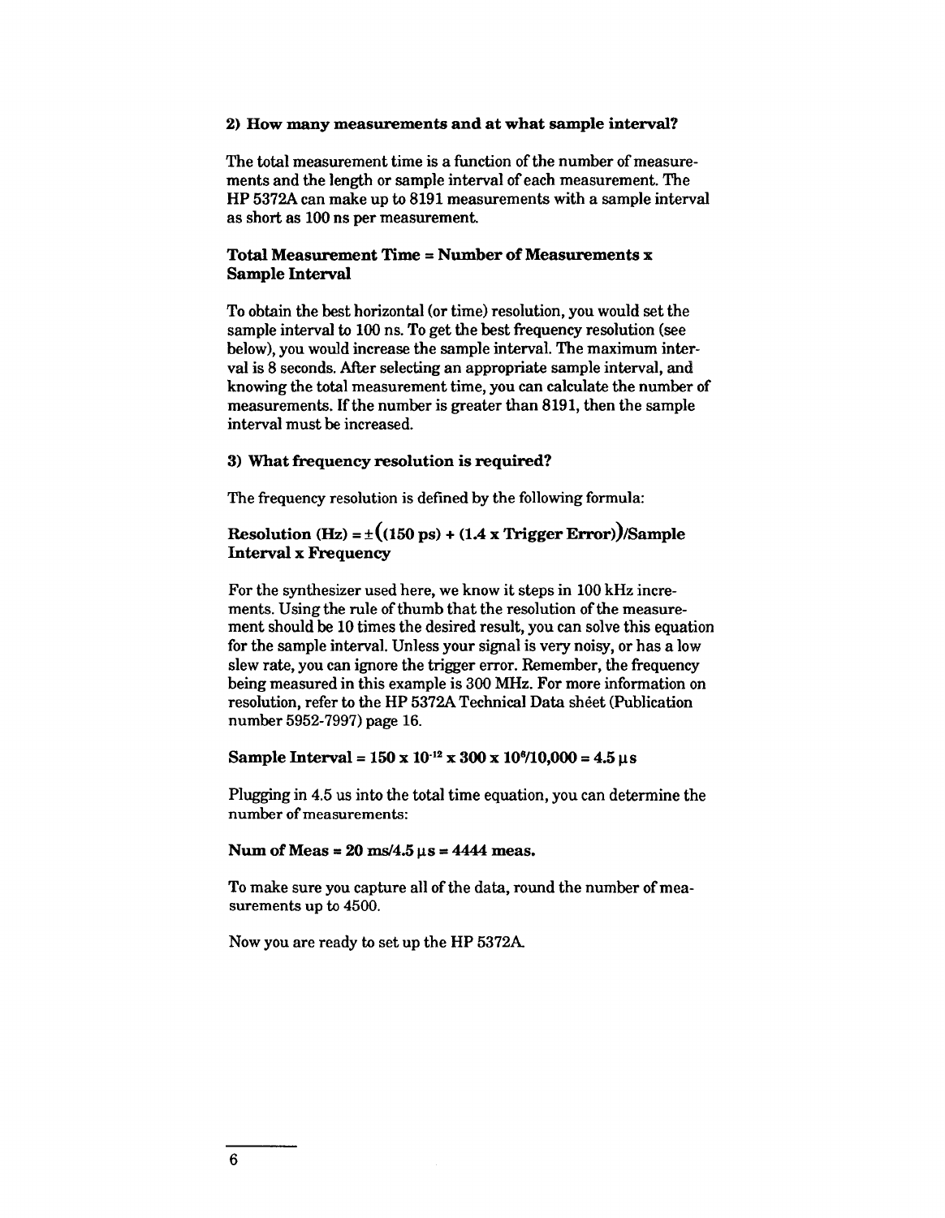**2) How many measurements and at what sample interval?**

The total measurement time is a function of the number of measurements and the length or sample interval of each measurement. The HP 5372A can make up to 8191 measurements with a sample interval as short as 100 ns per measurement.

**Total Measurement Time = Number of Measurements x Sample Interval**

To obtain the best horizontal (or time) resolution, you would set the sample interval to 100 ns. To get the best frequency resolution (see below), you would increase the sample interval. The maximum interval is 8 seconds. After selecting an appropriate sample interval, and knowing the total measurement time, you can calculate the number of measurements. If the number is greater than 8191, then the sample interval must be increased.

**3) What frequency resolution is required?**

The frequency resolution is defined by the following formula:

**Resolution (Hz) = ±((150 ps) + (1.4 x Trigger Error))/Sample Interval x Frequency**

For the synthesizer used here, we know it steps in 100 kHz increments. Using the rule of thumb that the resolution of the measurement should be 10 times the desired result, you can solve this equation for the sample interval. Unless your signal is very noisy, or has a low slew rate, you can ignore the trigger error. Remember, the frequency being measured in this example is 300 MHz. For more information on resolution, refer to the HP 5372A Technical Data sheet (Publication number 5952-7997) page 16.

**Sample Interval = $150 \times 10^{-12} \times 300 \times 10^{6}/10{,}000 = 4.5\ \mu s$**

Plugging in 4.5 us into the total time equation, you can determine the number of measurements:

**Num of Meas = 20 ms/4.5 $\mu$s = 4444 meas.**

To make sure you capture all of the data, round the number of measurements up to 4500.

Now you are ready to set up the HP 5372A.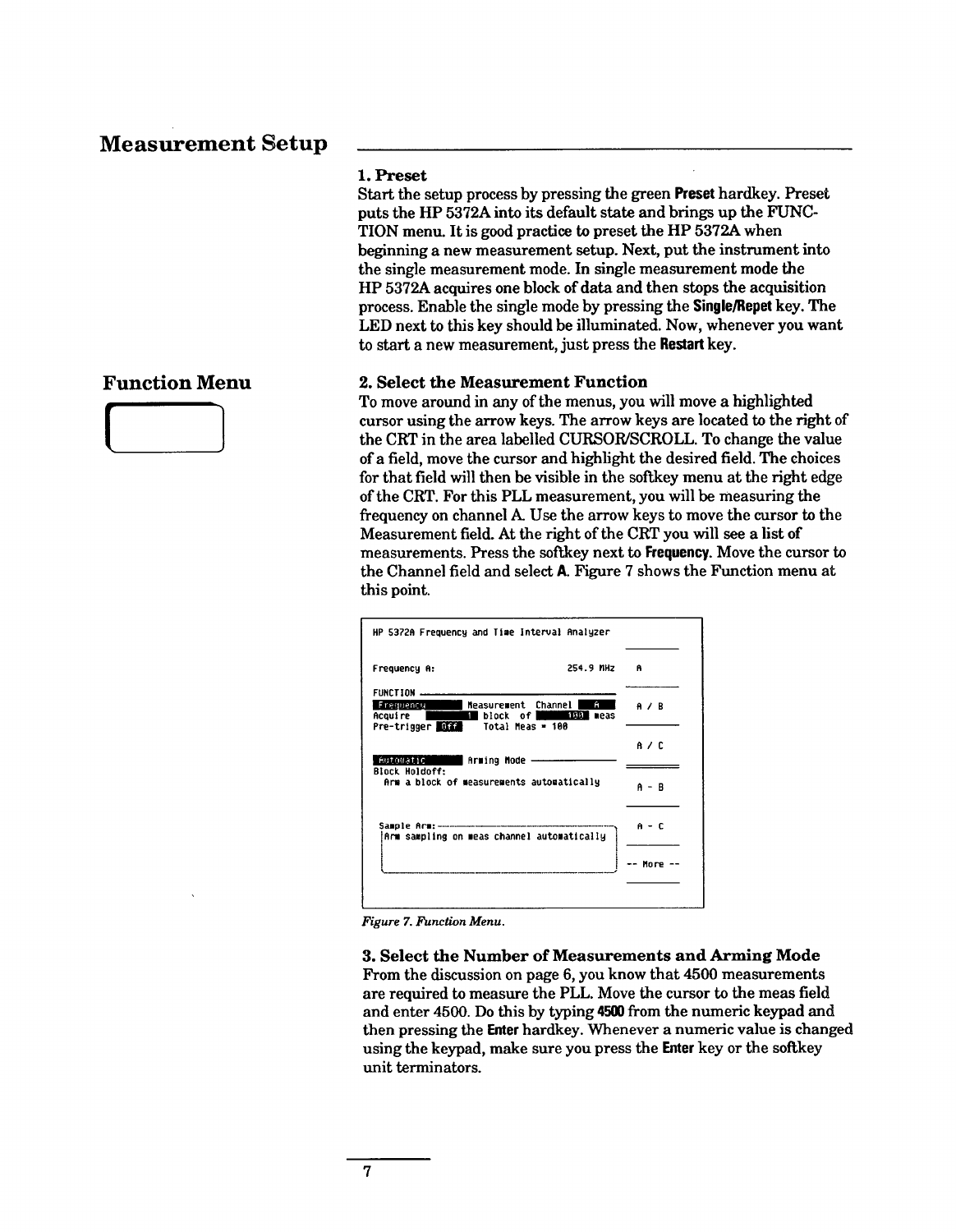# Measurement Setup

## 1. Preset

Start the setup process by pressing the green **Preset** hardkey. Preset puts the HP 5372A into its default state and brings up the FUNCTION menu. It is good practice to preset the HP 5372A when beginning a new measurement setup. Next, put the instrument into the single measurement mode. In single measurement mode the HP 5372A acquires one block of data and then stops the acquisition process. Enable the single mode by pressing the **Single/Repet** key. The LED next to this key should be illuminated. Now, whenever you want to start a new measurement, just press the **Restart** key.

## Function Menu

## 2. Select the Measurement Function

To move around in any of the menus, you will move a highlighted cursor using the arrow keys. The arrow keys are located to the right of the CRT in the area labelled CURSOR/SCROLL. To change the value of a field, move the cursor and highlight the desired field. The choices for that field will then be visible in the softkey menu at the right edge of the CRT. For this PLL measurement, you will be measuring the frequency on channel A. Use the arrow keys to move the cursor to the Measurement field. At the right of the CRT you will see a list of measurements. Press the softkey next to **Frequency**. Move the cursor to the Channel field and select **A**. Figure 7 shows the Function menu at this point.

```
HP 5372A Frequency and Time Interval Analyzer

Frequency A:                          254.9 MHz      A

FUNCTION
Frequency        Measurement  Channel  A             A / B
Acquire    1     block  of    100   meas
Pre-trigger Off  Total Meas = 100
                                                     A / C
Automatic        Arming Mode
Block Holdoff:                                       A - B
  Arm a block of measurements automatically

 Sample Arm:                                         A - C
 Arm sampling on meas channel automatically

                                                     -- More --
```

*Figure 7. Function Menu.*

## 3. Select the Number of Measurements and Arming Mode

From the discussion on page 6, you know that 4500 measurements are required to measure the PLL. Move the cursor to the meas field and enter 4500. Do this by typing **4500** from the numeric keypad and then pressing the **Enter** hardkey. Whenever a numeric value is changed using the keypad, make sure you press the **Enter** key or the softkey unit terminators.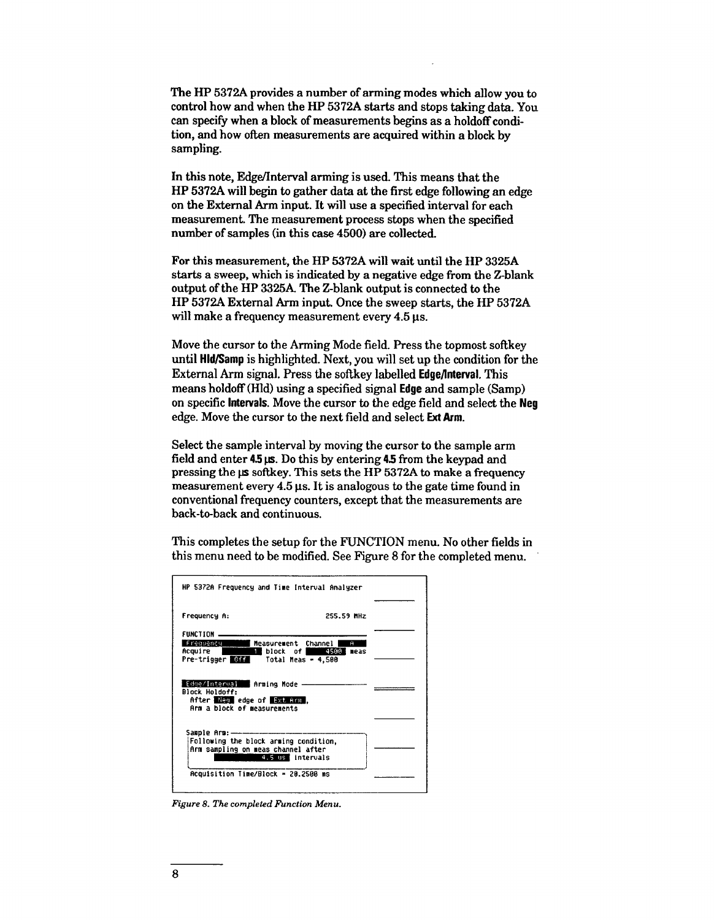The HP 5372A provides a number of arming modes which allow you to control how and when the HP 5372A starts and stops taking data. You can specify when a block of measurements begins as a holdoff condition, and how often measurements are acquired within a block by sampling.

In this note, Edge/Interval arming is used. This means that the HP 5372A will begin to gather data at the first edge following an edge on the External Arm input. It will use a specified interval for each measurement. The measurement process stops when the specified number of samples (in this case 4500) are collected.

For this measurement, the HP 5372A will wait until the HP 3325A starts a sweep, which is indicated by a negative edge from the Z-blank output of the HP 3325A. The Z-blank output is connected to the HP 5372A External Arm input. Once the sweep starts, the HP 5372A will make a frequency measurement every 4.5 µs.

Move the cursor to the Arming Mode field. Press the topmost softkey until **Hld/Samp** is highlighted. Next, you will set up the condition for the External Arm signal. Press the softkey labelled **Edge/Interval**. This means holdoff (Hld) using a specified signal **Edge** and sample (Samp) on specific **Intervals**. Move the cursor to the edge field and select the **Neg** edge. Move the cursor to the next field and select **Ext Arm**.

Select the sample interval by moving the cursor to the sample arm field and enter **4.5 µs**. Do this by entering **4.5** from the keypad and pressing the **µs** softkey. This sets the HP 5372A to make a frequency measurement every 4.5 µs. It is analogous to the gate time found in conventional frequency counters, except that the measurements are back-to-back and continuous.

This completes the setup for the FUNCTION menu. No other fields in this menu need to be modified. See Figure 8 for the completed menu.

```
HP 5372A Frequency and Time Interval Analyzer

Frequency A:                          255.59 MHz

FUNCTION
 Frequency      Measurement  Channel   A
Acquire      1  block  of     4500  meas
Pre-trigger  Off    Total Meas = 4,500

 Edge/Interval   Arming Mode
Block Holdoff:
  After  Neg  edge of  Ext Arm ,
  Arm a block of measurements

 Sample Arm:
 Following the block arming condition,
 Arm sampling on meas channel after
            4.5 us  intervals

 Acquisition Time/Block = 20.2500 ms
```

*Figure 8. The completed Function Menu.*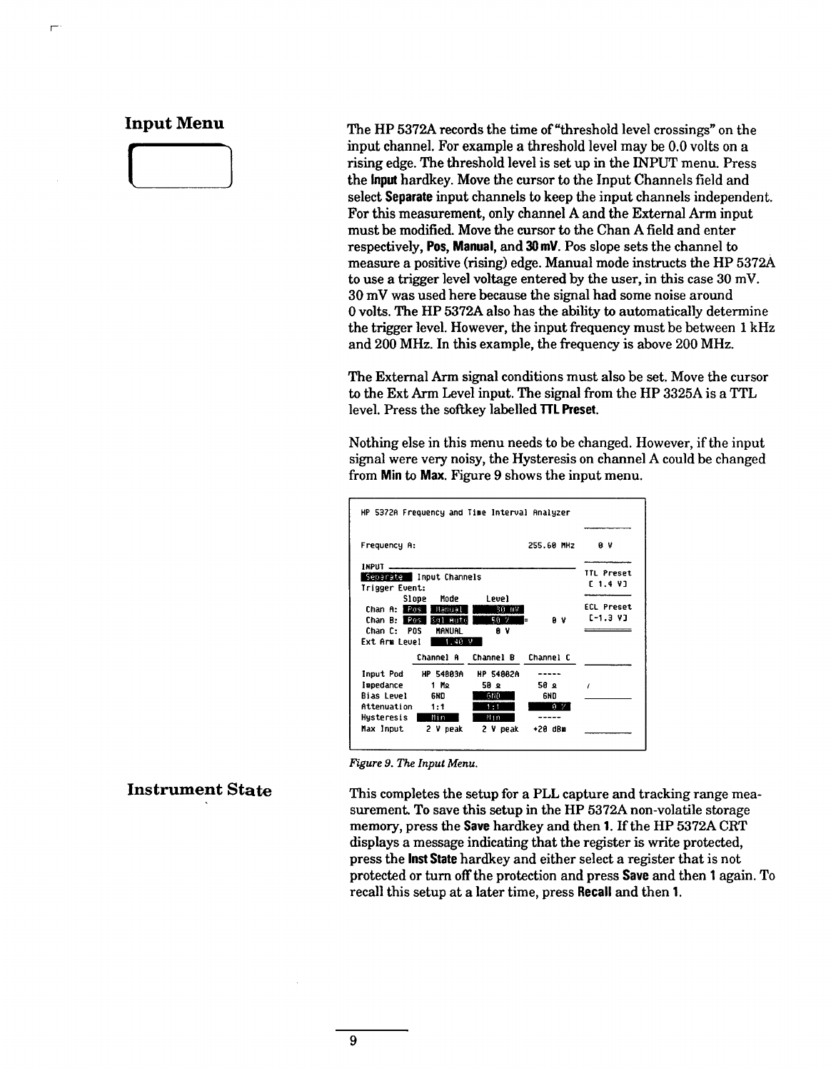## Input Menu

The HP 5372A records the time of "threshold level crossings" on the input channel. For example a threshold level may be 0.0 volts on a rising edge. The threshold level is set up in the INPUT menu. Press the **Input** hardkey. Move the cursor to the Input Channels field and select **Separate** input channels to keep the input channels independent. For this measurement, only channel A and the External Arm input must be modified. Move the cursor to the Chan A field and enter respectively, **Pos**, **Manual**, and **30 mV**. Pos slope sets the channel to measure a positive (rising) edge. Manual mode instructs the HP 5372A to use a trigger level voltage entered by the user, in this case 30 mV. 30 mV was used here because the signal had some noise around 0 volts. The HP 5372A also has the ability to automatically determine the trigger level. However, the input frequency must be between 1 kHz and 200 MHz. In this example, the frequency is above 200 MHz.

The External Arm signal conditions must also be set. Move the cursor to the Ext Arm Level input. The signal from the HP 3325A is a TTL level. Press the softkey labelled **TTL Preset**.

Nothing else in this menu needs to be changed. However, if the input signal were very noisy, the Hysteresis on channel A could be changed from **Min** to **Max**. Figure 9 shows the input menu.

```
HP 5372A Frequency and Time Interval Analyzer

Frequency A:                          255.60 MHz      0 V

INPUT                                                 TTL Preset
Separate  Input Channels                              [ 1.4 V]
Trigger Event:
          Slope   Mode        Level                   ECL Preset
  Chan A: Pos     Manual      30 mV                   [-1.3 V]
  Chan B: Pos     Sgl Auto    50 %    =     0 V
  Chan C: POS     MANUAL      0 V
Ext Arm Level    1.40 V

              Channel A    Channel B    Channel C

Input Pod     HP 54003A    HP 54002A    -----
Impedance     1 MΩ         50 Ω         50 Ω
Bias Level    GND          GND          GND
Attenuation   1:1          1:1          0 %
Hysteresis    Min          Min          -----
Max Input     2 V peak     2 V peak     +20 dBm
```

*Figure 9. The Input Menu.*

## Instrument State

This completes the setup for a PLL capture and tracking range measurement. To save this setup in the HP 5372A non-volatile storage memory, press the **Save** hardkey and then **1**. If the HP 5372A CRT displays a message indicating that the register is write protected, press the **Inst State** hardkey and either select a register that is not protected or turn off the protection and press **Save** and then **1** again. To recall this setup at a later time, press **Recall** and then **1**.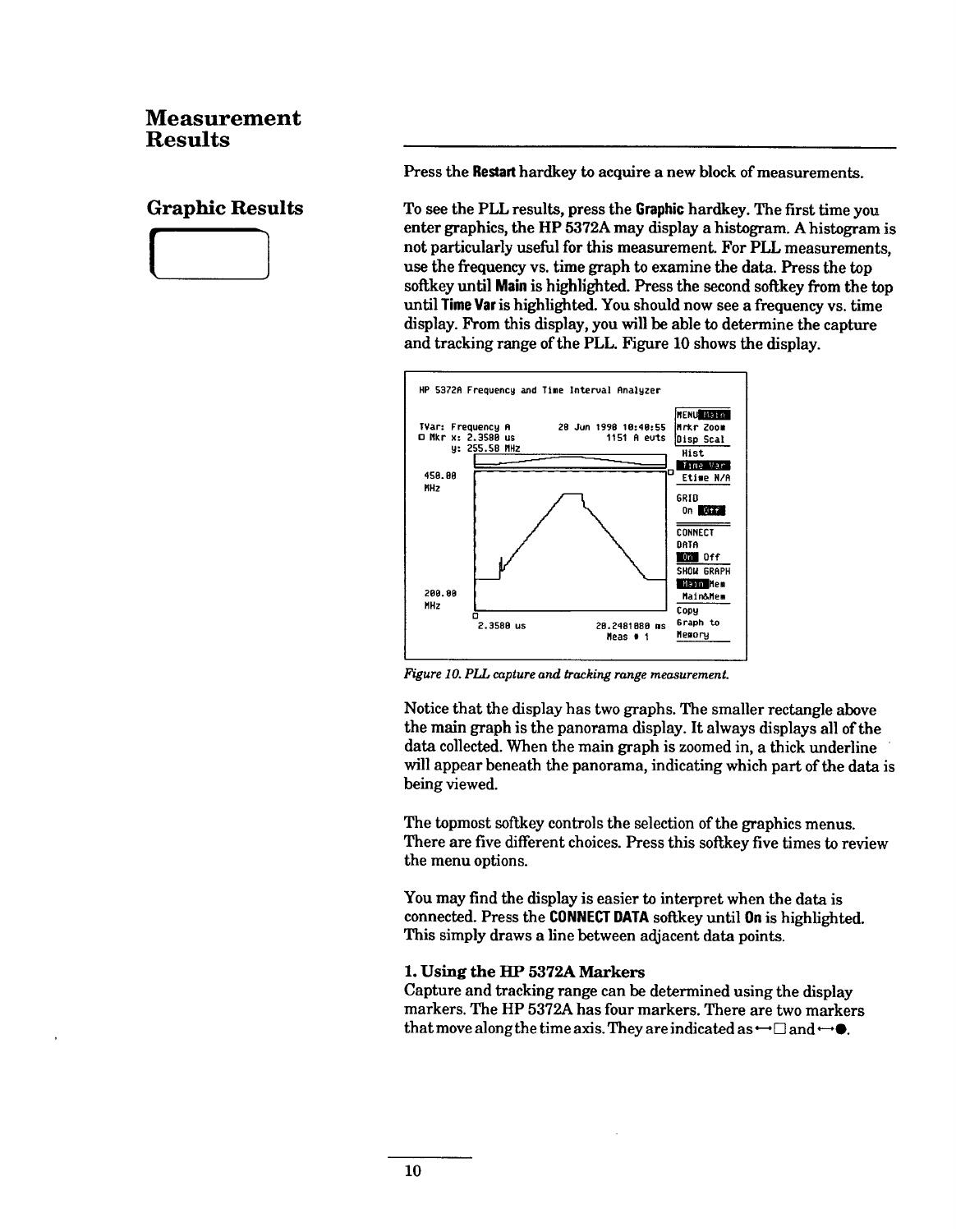# Measurement Results

Press the **Restart** hardkey to acquire a new block of measurements.

## Graphic Results

To see the PLL results, press the **Graphic** hardkey. The first time you enter graphics, the HP 5372A may display a histogram. A histogram is not particularly useful for this measurement. For PLL measurements, use the frequency vs. time graph to examine the data. Press the top softkey until **Main** is highlighted. Press the second softkey from the top until **Time Var** is highlighted. You should now see a frequency vs. time display. From this display, you will be able to determine the capture and tracking range of the PLL. Figure 10 shows the display.

*Figure 10. PLL capture and tracking range measurement.*

Notice that the display has two graphs. The smaller rectangle above the main graph is the panorama display. It always displays all of the data collected. When the main graph is zoomed in, a thick underline will appear beneath the panorama, indicating which part of the data is being viewed.

The topmost softkey controls the selection of the graphics menus. There are five different choices. Press this softkey five times to review the menu options.

You may find the display is easier to interpret when the data is connected. Press the **CONNECT DATA** softkey until **On** is highlighted. This simply draws a line between adjacent data points.

**1. Using the HP 5372A Markers**

Capture and tracking range can be determined using the display markers. The HP 5372A has four markers. There are two markers that move along the time axis. They are indicated as ⟷□ and ⟷●.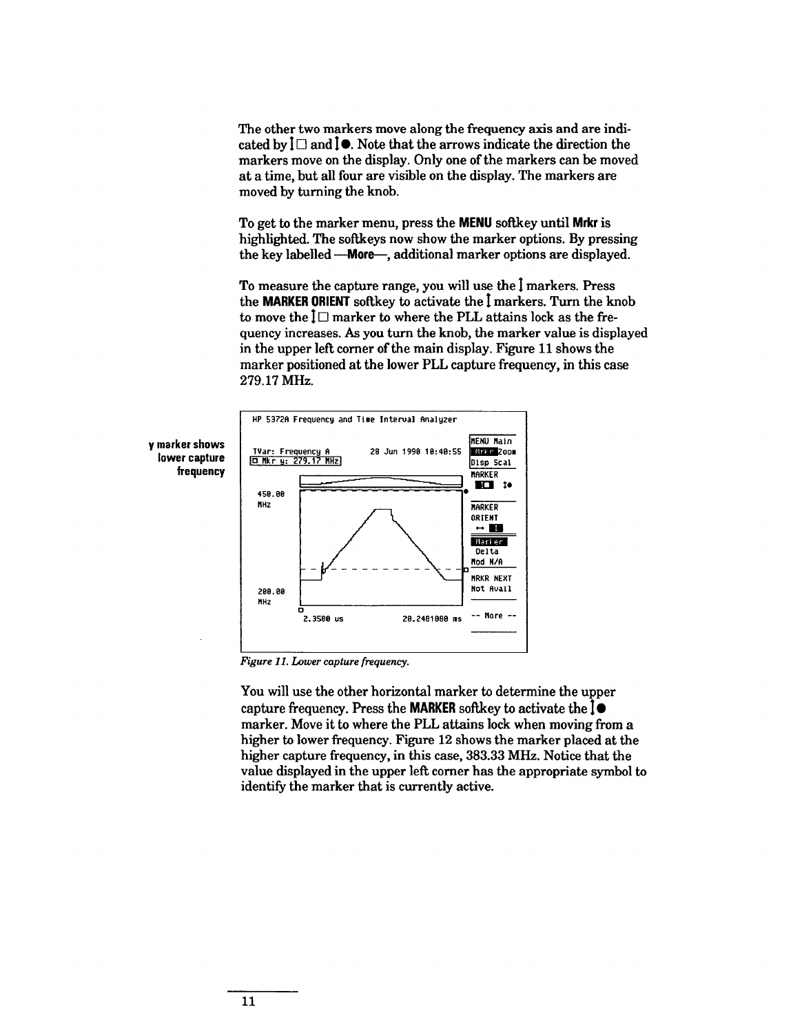The other two markers move along the frequency axis and are indicated by ↕□ and ↕●. Note that the arrows indicate the direction the markers move on the display. Only one of the markers can be moved at a time, but all four are visible on the display. The markers are moved by turning the knob.

To get to the marker menu, press the **MENU** softkey until **Mrkr** is highlighted. The softkeys now show the marker options. By pressing the key labelled **—More—**, additional marker options are displayed.

To measure the capture range, you will use the ↕ markers. Press the **MARKER ORIENT** softkey to activate the ↕ markers. Turn the knob to move the ↕□ marker to where the PLL attains lock as the frequency increases. As you turn the knob, the marker value is displayed in the upper left corner of the main display. Figure 11 shows the marker positioned at the lower PLL capture frequency, in this case 279.17 MHz.

**y marker shows lower capture frequency**

*Figure 11. Lower capture frequency.*

You will use the other horizontal marker to determine the upper capture frequency. Press the **MARKER** softkey to activate the ↕● marker. Move it to where the PLL attains lock when moving from a higher to lower frequency. Figure 12 shows the marker placed at the higher capture frequency, in this case, 383.33 MHz. Notice that the value displayed in the upper left corner has the appropriate symbol to identify the marker that is currently active.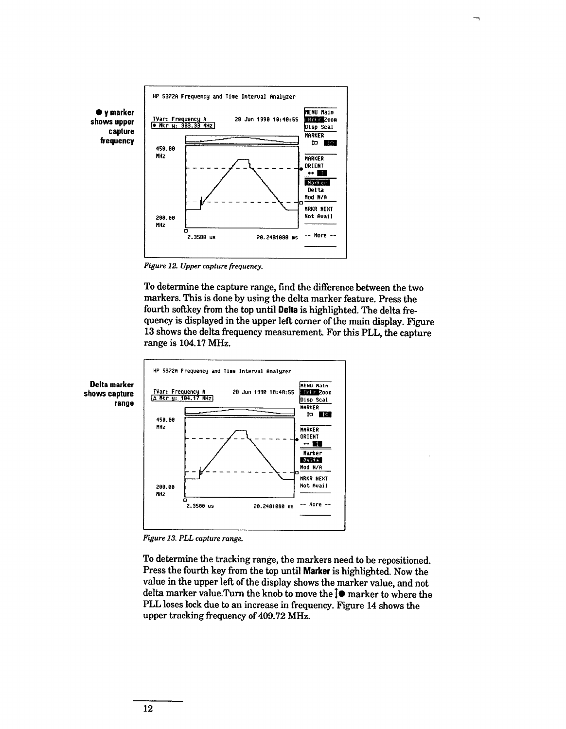**● y marker shows upper capture frequency**

```
HP 5372A Frequency and Time Interval Analyzer

TVar: Frequency A              28 Jun 1990 10:40:55     MENU Main
● Mkr y: 303.33 MHz                                     Mrkr Zoom
                                                        Disp Scal
450.00                                                  MARKER
MHz                                                     ↕□ ↕●

                                                        MARKER
                                                        ORIENT
                                                        ↔ ↕
                                                        Marker
                                                        Delta
                                                        Mod N/A

200.00                                                  MRKR NEXT
MHz                                                     Not Avail
         2.3580 us              20.2481080 ms          -- More --
```

*Figure 12. Upper capture frequency.*

To determine the capture range, find the difference between the two markers. This is done by using the delta marker feature. Press the fourth softkey from the top until **Delta** is highlighted. The delta frequency is displayed in the upper left corner of the main display. Figure 13 shows the delta frequency measurement. For this PLL, the capture range is 104.17 MHz.

**Delta marker shows capture range**

```
HP 5372A Frequency and Time Interval Analyzer

TVar: Frequency A              28 Jun 1990 10:40:55     MENU Main
Δ Mkr y: 104.17 MHz                                     Mrkr Zoom
                                                        Disp Scal
450.00                                                  MARKER
MHz                                                     ↕□ ↕●

                                                        MARKER
                                                        ORIENT
                                                        ↔ ↕
                                                        Marker
                                                        Delta
                                                        Mod N/A

200.00                                                  MRKR NEXT
MHz                                                     Not Avail
         2.3580 us              20.2481080 ms          -- More --
```

*Figure 13. PLL capture range.*

To determine the tracking range, the markers need to be repositioned. Press the fourth key from the top until **Marker** is highlighted. Now the value in the upper left of the display shows the marker value, and not delta marker value.Turn the knob to move the ↕● marker to where the PLL loses lock due to an increase in frequency. Figure 14 shows the upper tracking frequency of 409.72 MHz.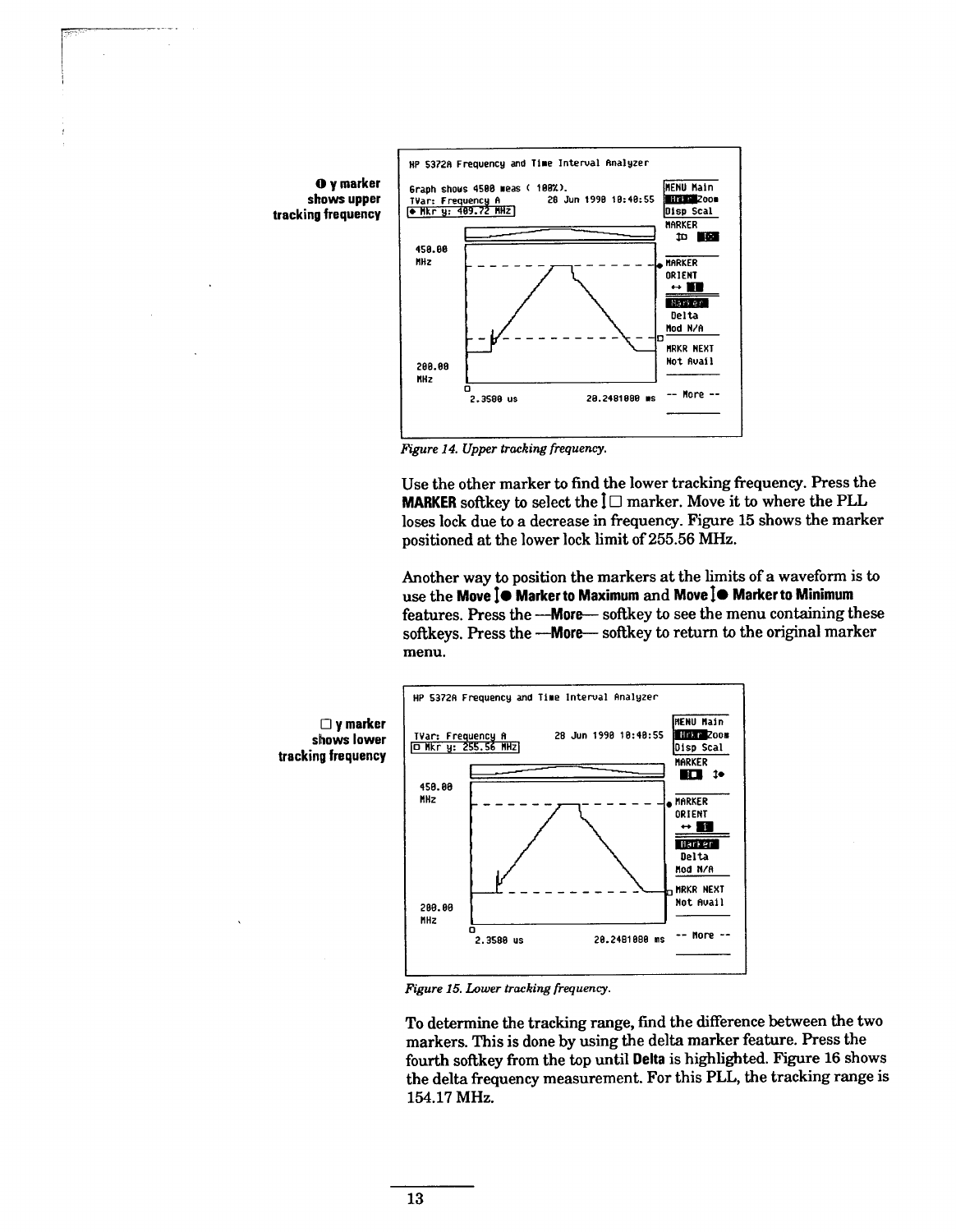**● y marker shows upper tracking frequency**

```
HP 5372A Frequency and Time Interval Analyzer

Graph shows 4500 meas ( 100%).
TVar: Frequency A              28 Jun 1990 10:40:55
● Mkr y: 409.72 MHz

450.00
MHz

200.00
MHz
        2.3500 us              20.2481000 ms

MENU Main
Mrkr Zoom
Disp Scal
MARKER
ORIENT
Marker
Delta
Mod N/A
MRKR NEXT
Not Avail
-- More --
```

*Figure 14. Upper tracking frequency.*

Use the other marker to find the lower tracking frequency. Press the **MARKER** softkey to select the ↕□ marker. Move it to where the PLL loses lock due to a decrease in frequency. Figure 15 shows the marker positioned at the lower lock limit of 255.56 MHz.

Another way to position the markers at the limits of a waveform is to use the **Move ↕● Marker to Maximum** and **Move ↕● Marker to Minimum** features. Press the **—More—** softkey to see the menu containing these softkeys. Press the **—More—** softkey to return to the original marker menu.

**□ y marker shows lower tracking frequency**

```
HP 5372A Frequency and Time Interval Analyzer

TVar: Frequency A              28 Jun 1990 10:40:55
□ Mkr y: 255.56 MHz

450.00
MHz

200.00
MHz
        2.3500 us              20.2481000 ms

MENU Main
Mrkr Zoom
Disp Scal
MARKER
ORIENT
Marker
Delta
Mod N/A
MRKR NEXT
Not Avail
-- More --
```

*Figure 15. Lower tracking frequency.*

To determine the tracking range, find the difference between the two markers. This is done by using the delta marker feature. Press the fourth softkey from the top until **Delta** is highlighted. Figure 16 shows the delta frequency measurement. For this PLL, the tracking range is 154.17 MHz.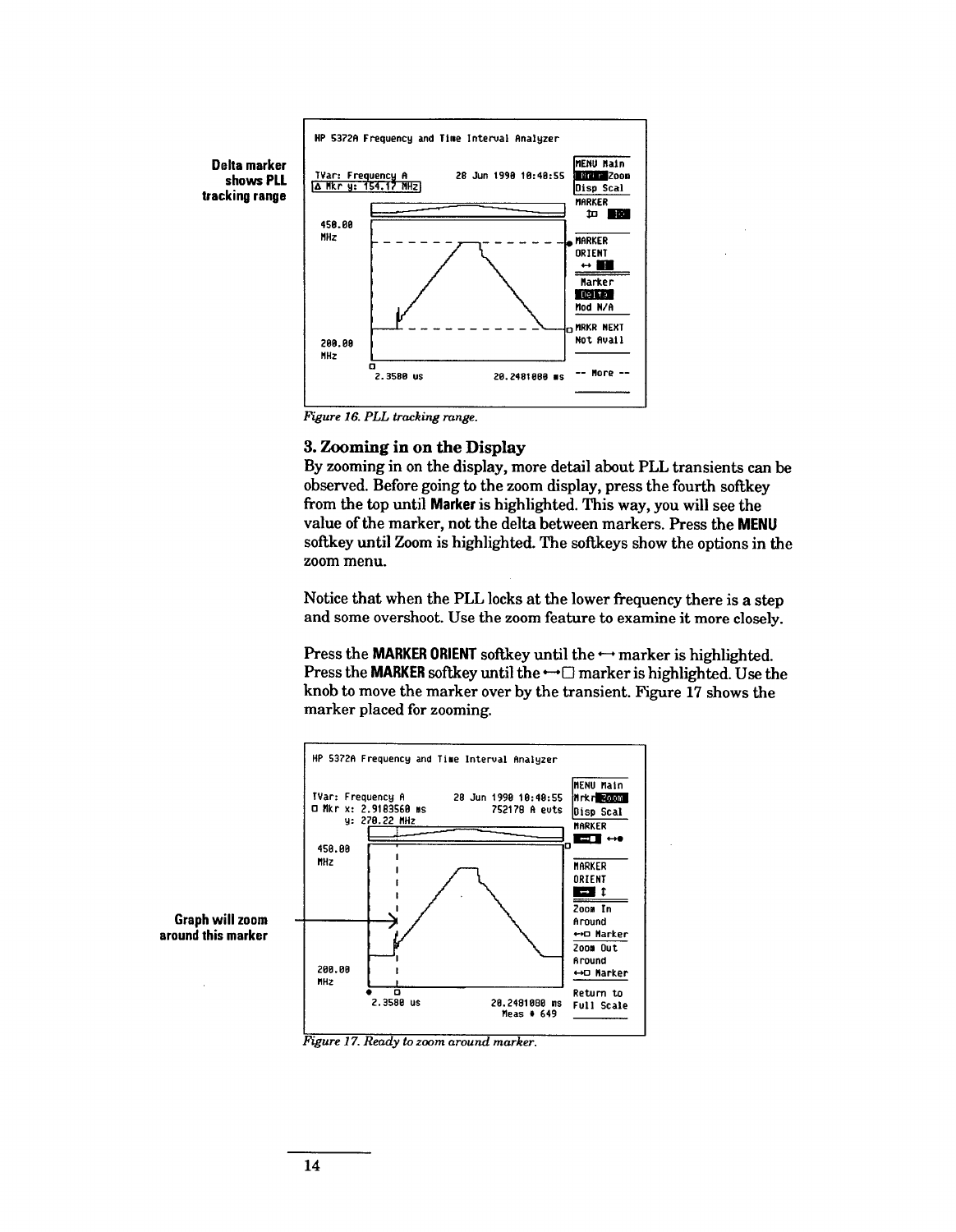**Delta marker shows PLL tracking range**

*Figure 16. PLL tracking range.*

### 3. Zooming in on the Display

By zooming in on the display, more detail about PLL transients can be observed. Before going to the zoom display, press the fourth softkey from the top until **Marker** is highlighted. This way, you will see the value of the marker, not the delta between markers. Press the **MENU** softkey until Zoom is highlighted. The softkeys show the options in the zoom menu.

Notice that when the PLL locks at the lower frequency there is a step and some overshoot. Use the zoom feature to examine it more closely.

Press the **MARKER ORIENT** softkey until the ↔ marker is highlighted. Press the **MARKER** softkey until the ↔□ marker is highlighted. Use the knob to move the marker over by the transient. Figure 17 shows the marker placed for zooming.

**Graph will zoom around this marker**

*Figure 17. Ready to zoom around marker.*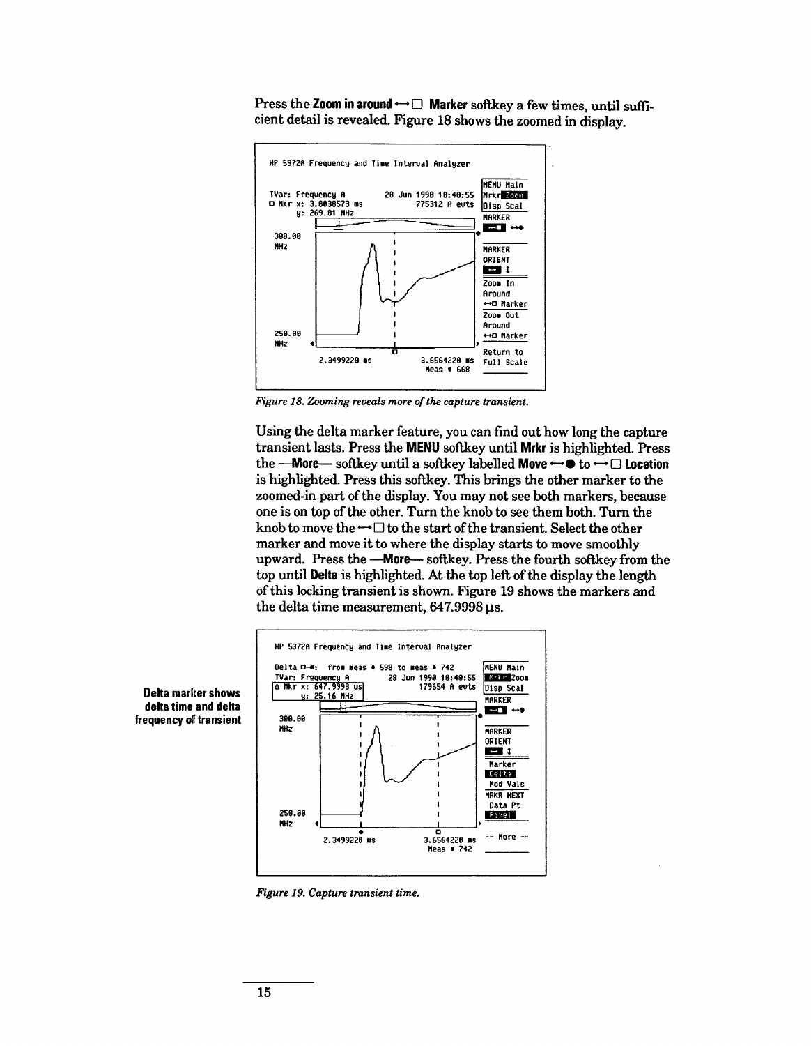Press the **Zoom in around ↔□ Marker** softkey a few times, until sufficient detail is revealed. Figure 18 shows the zoomed in display.

*Figure 18. Zooming reveals more of the capture transient.*

Using the delta marker feature, you can find out how long the capture transient lasts. Press the **MENU** softkey until **Mrkr** is highlighted. Press the **—More—** softkey until a softkey labelled **Move ↔● to ↔□ Location** is highlighted. Press this softkey. This brings the other marker to the zoomed-in part of the display. You may not see both markers, because one is on top of the other. Turn the knob to see them both. Turn the knob to move the ↔□ to the start of the transient. Select the other marker and move it to where the display starts to move smoothly upward. Press the **—More—** softkey. Press the fourth softkey from the top until **Delta** is highlighted. At the top left of the display the length of this locking transient is shown. Figure 19 shows the markers and the delta time measurement, 647.9998 µs.

**Delta marker shows delta time and delta frequency of transient**

*Figure 19. Capture transient time.*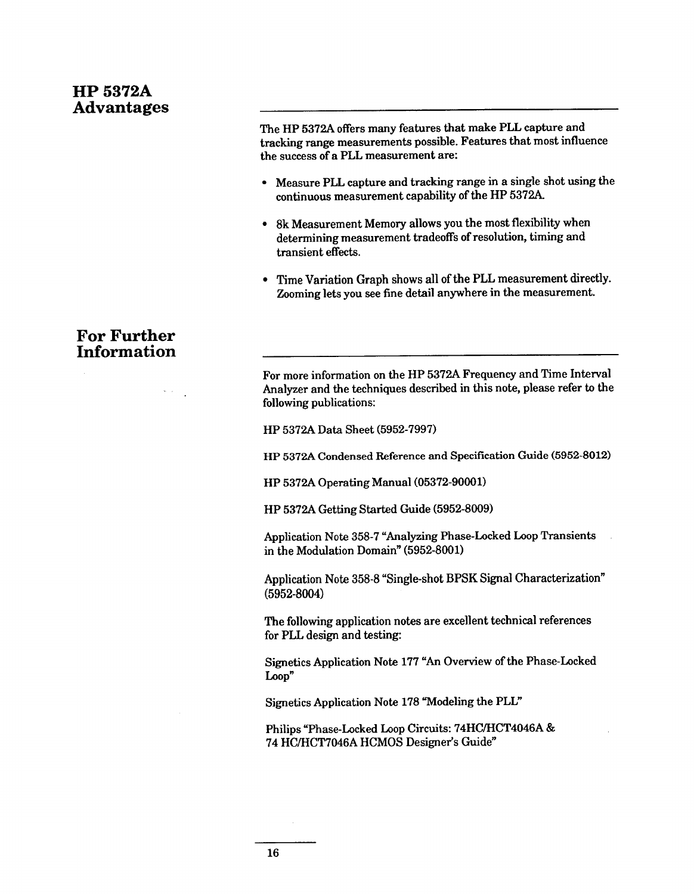## HP 5372A Advantages

The HP 5372A offers many features that make PLL capture and tracking range measurements possible. Features that most influence the success of a PLL measurement are:

- Measure PLL capture and tracking range in a single shot using the continuous measurement capability of the HP 5372A.
- 8k Measurement Memory allows you the most flexibility when determining measurement tradeoffs of resolution, timing and transient effects.
- Time Variation Graph shows all of the PLL measurement directly. Zooming lets you see fine detail anywhere in the measurement.

## For Further Information

For more information on the HP 5372A Frequency and Time Interval Analyzer and the techniques described in this note, please refer to the following publications:

HP 5372A Data Sheet (5952-7997)

HP 5372A Condensed Reference and Specification Guide (5952-8012)

HP 5372A Operating Manual (05372-90001)

HP 5372A Getting Started Guide (5952-8009)

Application Note 358-7 "Analyzing Phase-Locked Loop Transients in the Modulation Domain" (5952-8001)

Application Note 358-8 "Single-shot BPSK Signal Characterization" (5952-8004)

The following application notes are excellent technical references for PLL design and testing:

Signetics Application Note 177 "An Overview of the Phase-Locked Loop"

Signetics Application Note 178 "Modeling the PLL"

Philips "Phase-Locked Loop Circuits: 74HC/HCT4046A & 74 HC/HCT7046A HCMOS Designer's Guide"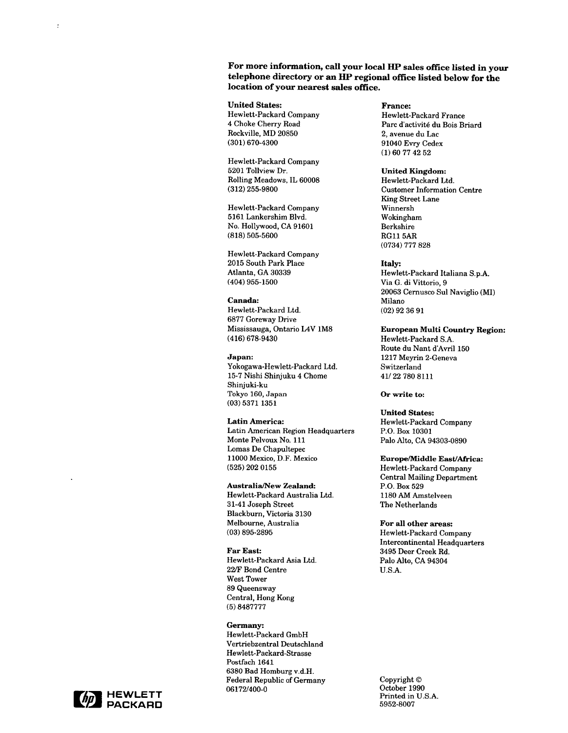**For more information, call your local HP sales office listed in your telephone directory or an HP regional office listed below for the location of your nearest sales office.**

**United States:**
Hewlett-Packard Company
4 Choke Cherry Road
Rockville, MD 20850
(301) 670-4300

Hewlett-Packard Company
5201 Tollview Dr.
Rolling Meadows, IL 60008
(312) 255-9800

Hewlett-Packard Company
5161 Lankershim Blvd.
No. Hollywood, CA 91601
(818) 505-5600

Hewlett-Packard Company
2015 South Park Place
Atlanta, GA 30339
(404) 955-1500

**Canada:**
Hewlett-Packard Ltd.
6877 Goreway Drive
Mississauga, Ontario L4V 1M8
(416) 678-9430

**Japan:**
Yokogawa-Hewlett-Packard Ltd.
15-7 Nishi Shinjuku 4 Chome
Shinjuki-ku
Tokyo 160, Japan
(03) 5371 1351

**Latin America:**
Latin American Region Headquarters
Monte Pelvoux No. 111
Lomas De Chapultepec
11000 Mexico, D.F. Mexico
(525) 202 0155

**Australia/New Zealand:**
Hewlett-Packard Australia Ltd.
31-41 Joseph Street
Blackburn, Victoria 3130
Melbourne, Australia
(03) 895-2895

**Far East:**
Hewlett-Packard Asia Ltd.
22/F Bond Centre
West Tower
89 Queensway
Central, Hong Kong
(5) 8487777

**Germany:**
Hewlett-Packard GmbH
Vertriebzentral Deutschland
Hewlett-Packard-Strasse
Postfach 1641
6380 Bad Homburg v.d.H.
Federal Republic of Germany
06172/400-0

**France:**
Hewlett-Packard France
Parc d'activité du Bois Briard
2, avenue du Lac
91040 Evry Cedex
(1) 60 77 42 52

**United Kingdom:**
Hewlett-Packard Ltd.
Customer Information Centre
King Street Lane
Winnersh
Wokingham
Berkshire
RG11 5AR
(0734) 777 828

**Italy:**
Hewlett-Packard Italiana S.p.A.
Via G. di Vittorio, 9
20063 Cernusco Sul Naviglio (MI)
Milano
(02) 92 36 91

**European Multi Country Region:**
Hewlett-Packard S.A.
Route du Nant d'Avril 150
1217 Meyrin 2-Geneva
Switzerland
41/ 22 780 8111

**Or write to:**

**United States:**
Hewlett-Packard Company
P.O. Box 10301
Palo Alto, CA 94303-0890

**Europe/Middle East/Africa:**
Hewlett-Packard Company
Central Mailing Department
P.O. Box 529
1180 AM Amstelveen
The Netherlands

**For all other areas:**
Hewlett-Packard Company
Intercontinental Headquarters
3495 Deer Creek Rd.
Palo Alto, CA 94304
U.S.A.

HEWLETT PACKARD

Copyright ©
October 1990
Printed in U.S.A.
5952-8007